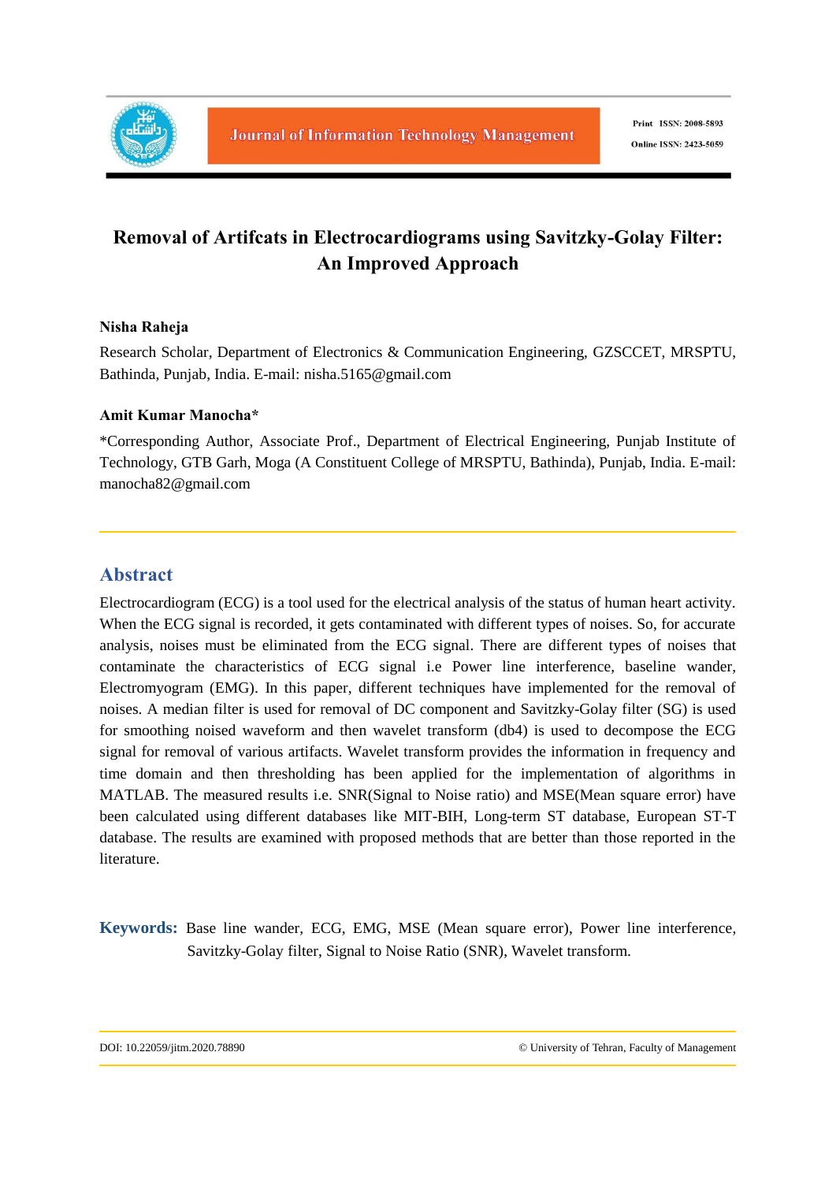# Removal of Artifcats in Electrocardiograms using Savitzky-Golay Filter: An Improved Approach

**Nisha Raheja**

Research Scholar, Department of Electronics & Communication Engineering, GZSCCET, MRSPTU, Bathinda, Punjab, India. E-mail: nisha.5165@gmail.com

**Amit Kumar Manocha***

*Corresponding Author, Associate Prof., Department of Electrical Engineering, Punjab Institute of Technology, GTB Garh, Moga (A Constituent College of MRSPTU, Bathinda), Punjab, India. E-mail: manocha82@gmail.com

## Abstract

Electrocardiogram (ECG) is a tool used for the electrical analysis of the status of human heart activity. When the ECG signal is recorded, it gets contaminated with different types of noises. So, for accurate analysis, noises must be eliminated from the ECG signal. There are different types of noises that contaminate the characteristics of ECG signal i.e Power line interference, baseline wander, Electromyogram (EMG). In this paper, different techniques have implemented for the removal of noises. A median filter is used for removal of DC component and Savitzky-Golay filter (SG) is used for smoothing noised waveform and then wavelet transform (db4) is used to decompose the ECG signal for removal of various artifacts. Wavelet transform provides the information in frequency and time domain and then thresholding has been applied for the implementation of algorithms in MATLAB. The measured results i.e. SNR(Signal to Noise ratio) and MSE(Mean square error) have been calculated using different databases like MIT-BIH, Long-term ST database, European ST-T database. The results are examined with proposed methods that are better than those reported in the literature.

**Keywords:** Base line wander, ECG, EMG, MSE (Mean square error), Power line interference, Savitzky-Golay filter, Signal to Noise Ratio (SNR), Wavelet transform.

DOI: 10.22059/jitm.2020.78890 © University of Tehran, Faculty of Management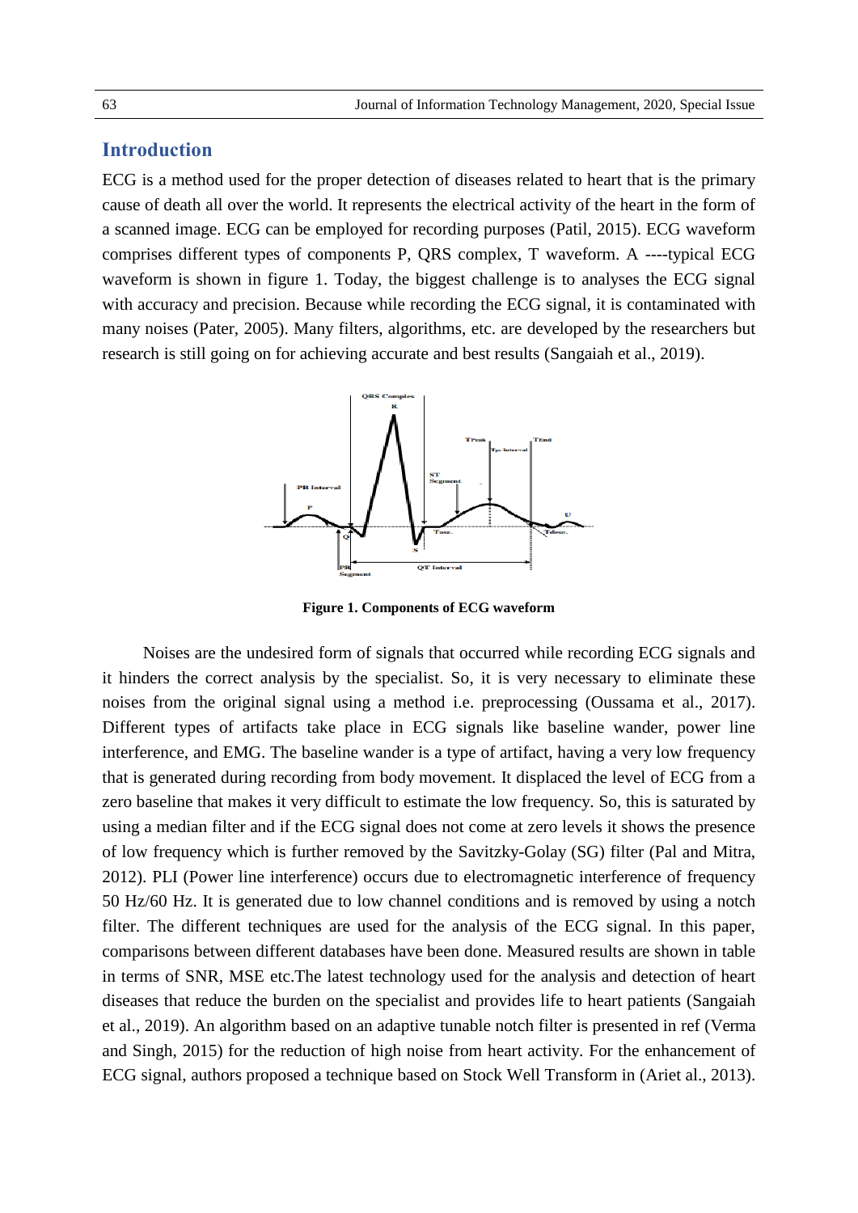## Introduction

ECG is a method used for the proper detection of diseases related to heart that is the primary cause of death all over the world. It represents the electrical activity of the heart in the form of a scanned image. ECG can be employed for recording purposes (Patil, 2015). ECG waveform comprises different types of components P, QRS complex, T waveform. A ----typical ECG waveform is shown in figure 1. Today, the biggest challenge is to analyses the ECG signal with accuracy and precision. Because while recording the ECG signal, it is contaminated with many noises (Pater, 2005). Many filters, algorithms, etc. are developed by the researchers but research is still going on for achieving accurate and best results (Sangaiah et al., 2019).

**Figure 1. Components of ECG waveform**

Noises are the undesired form of signals that occurred while recording ECG signals and it hinders the correct analysis by the specialist. So, it is very necessary to eliminate these noises from the original signal using a method i.e. preprocessing (Oussama et al., 2017). Different types of artifacts take place in ECG signals like baseline wander, power line interference, and EMG. The baseline wander is a type of artifact, having a very low frequency that is generated during recording from body movement. It displaced the level of ECG from a zero baseline that makes it very difficult to estimate the low frequency. So, this is saturated by using a median filter and if the ECG signal does not come at zero levels it shows the presence of low frequency which is further removed by the Savitzky-Golay (SG) filter (Pal and Mitra, 2012). PLI (Power line interference) occurs due to electromagnetic interference of frequency 50 Hz/60 Hz. It is generated due to low channel conditions and is removed by using a notch filter. The different techniques are used for the analysis of the ECG signal. In this paper, comparisons between different databases have been done. Measured results are shown in table in terms of SNR, MSE etc.The latest technology used for the analysis and detection of heart diseases that reduce the burden on the specialist and provides life to heart patients (Sangaiah et al., 2019). An algorithm based on an adaptive tunable notch filter is presented in ref (Verma and Singh, 2015) for the reduction of high noise from heart activity. For the enhancement of ECG signal, authors proposed a technique based on Stock Well Transform in (Ariet al., 2013).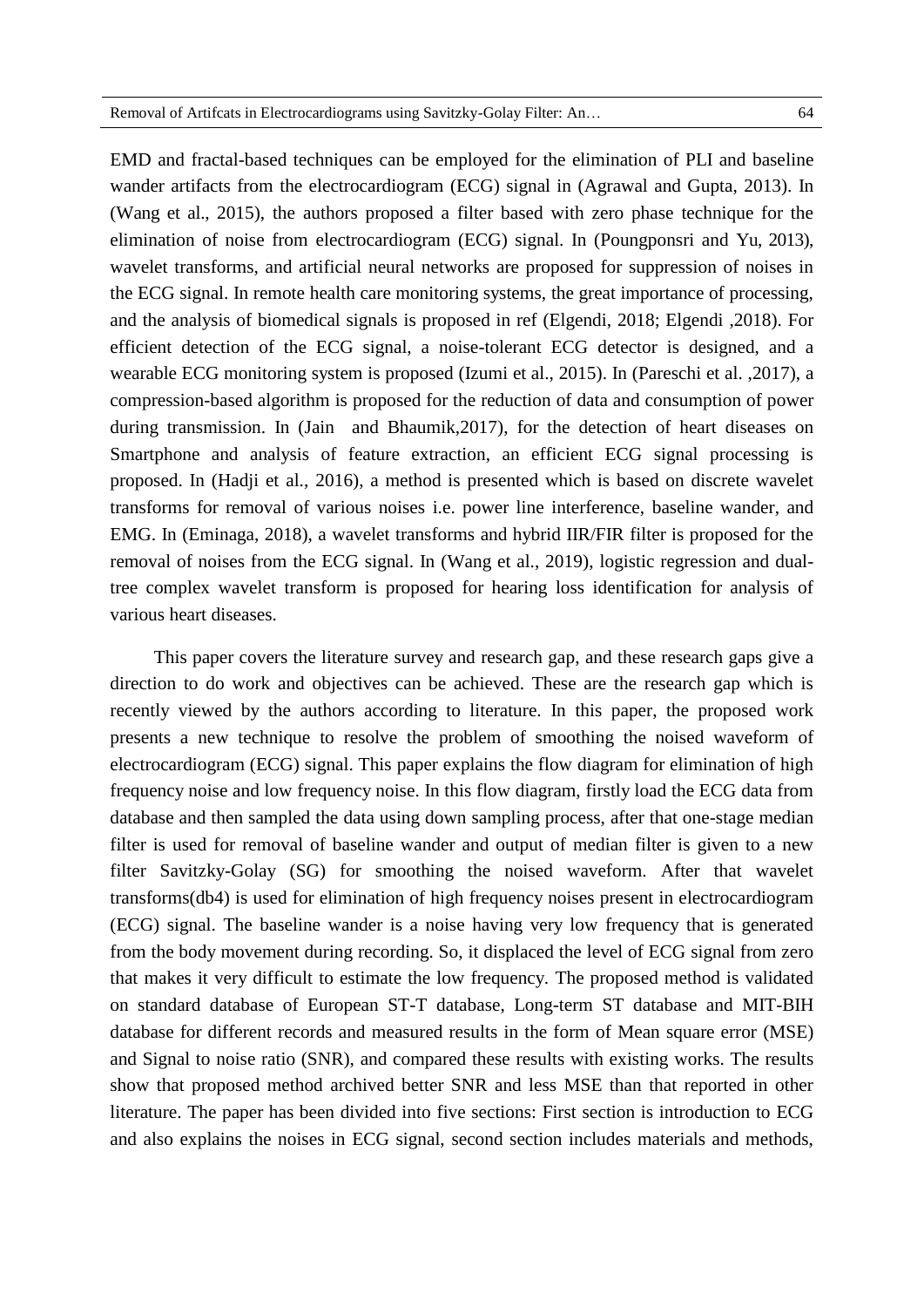EMD and fractal-based techniques can be employed for the elimination of PLI and baseline wander artifacts from the electrocardiogram (ECG) signal in (Agrawal and Gupta, 2013). In (Wang et al., 2015), the authors proposed a filter based with zero phase technique for the elimination of noise from electrocardiogram (ECG) signal. In (Poungponsri and Yu, 2013), wavelet transforms, and artificial neural networks are proposed for suppression of noises in the ECG signal. In remote health care monitoring systems, the great importance of processing, and the analysis of biomedical signals is proposed in ref (Elgendi, 2018; Elgendi ,2018). For efficient detection of the ECG signal, a noise-tolerant ECG detector is designed, and a wearable ECG monitoring system is proposed (Izumi et al., 2015). In (Pareschi et al. ,2017), a compression-based algorithm is proposed for the reduction of data and consumption of power during transmission. In (Jain and Bhaumik,2017), for the detection of heart diseases on Smartphone and analysis of feature extraction, an efficient ECG signal processing is proposed. In (Hadji et al., 2016), a method is presented which is based on discrete wavelet transforms for removal of various noises i.e. power line interference, baseline wander, and EMG. In (Eminaga, 2018), a wavelet transforms and hybrid IIR/FIR filter is proposed for the removal of noises from the ECG signal. In (Wang et al., 2019), logistic regression and dual-tree complex wavelet transform is proposed for hearing loss identification for analysis of various heart diseases.

This paper covers the literature survey and research gap, and these research gaps give a direction to do work and objectives can be achieved. These are the research gap which is recently viewed by the authors according to literature. In this paper, the proposed work presents a new technique to resolve the problem of smoothing the noised waveform of electrocardiogram (ECG) signal. This paper explains the flow diagram for elimination of high frequency noise and low frequency noise. In this flow diagram, firstly load the ECG data from database and then sampled the data using down sampling process, after that one-stage median filter is used for removal of baseline wander and output of median filter is given to a new filter Savitzky-Golay (SG) for smoothing the noised waveform. After that wavelet transforms(db4) is used for elimination of high frequency noises present in electrocardiogram (ECG) signal. The baseline wander is a noise having very low frequency that is generated from the body movement during recording. So, it displaced the level of ECG signal from zero that makes it very difficult to estimate the low frequency. The proposed method is validated on standard database of European ST-T database, Long-term ST database and MIT-BIH database for different records and measured results in the form of Mean square error (MSE) and Signal to noise ratio (SNR), and compared these results with existing works. The results show that proposed method archived better SNR and less MSE than that reported in other literature. The paper has been divided into five sections: First section is introduction to ECG and also explains the noises in ECG signal, second section includes materials and methods,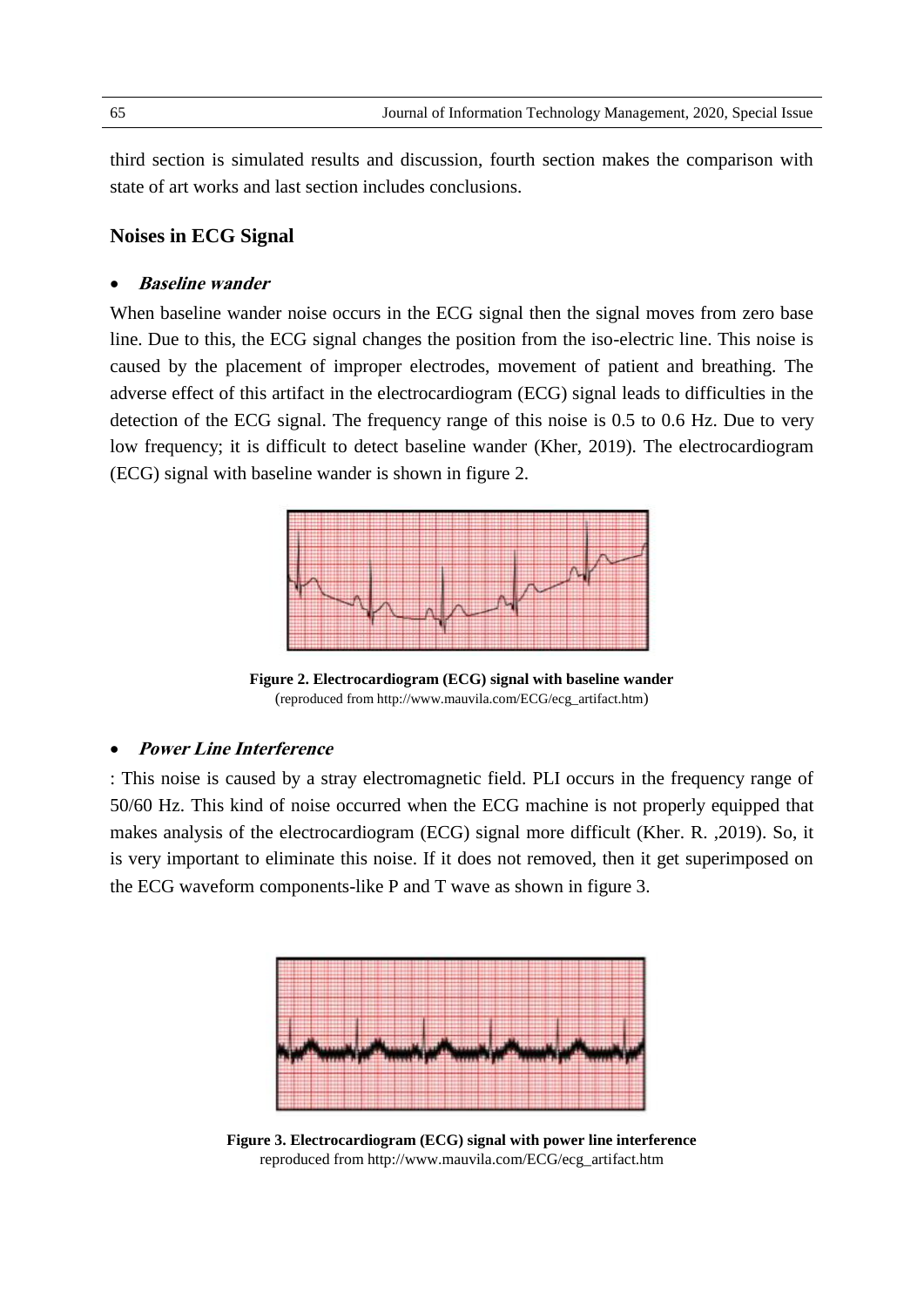third section is simulated results and discussion, fourth section makes the comparison with state of art works and last section includes conclusions.

## Noises in ECG Signal

- ***Baseline wander***

When baseline wander noise occurs in the ECG signal then the signal moves from zero base line. Due to this, the ECG signal changes the position from the iso-electric line. This noise is caused by the placement of improper electrodes, movement of patient and breathing. The adverse effect of this artifact in the electrocardiogram (ECG) signal leads to difficulties in the detection of the ECG signal. The frequency range of this noise is 0.5 to 0.6 Hz. Due to very low frequency; it is difficult to detect baseline wander (Kher, 2019). The electrocardiogram (ECG) signal with baseline wander is shown in figure 2.

**Figure 2. Electrocardiogram (ECG) signal with baseline wander**
(reproduced from http://www.mauvila.com/ECG/ecg_artifact.htm)

- ***Power Line Interference***

: This noise is caused by a stray electromagnetic field. PLI occurs in the frequency range of 50/60 Hz. This kind of noise occurred when the ECG machine is not properly equipped that makes analysis of the electrocardiogram (ECG) signal more difficult (Kher. R. ,2019). So, it is very important to eliminate this noise. If it does not removed, then it get superimposed on the ECG waveform components-like P and T wave as shown in figure 3.

**Figure 3. Electrocardiogram (ECG) signal with power line interference**
reproduced from http://www.mauvila.com/ECG/ecg_artifact.htm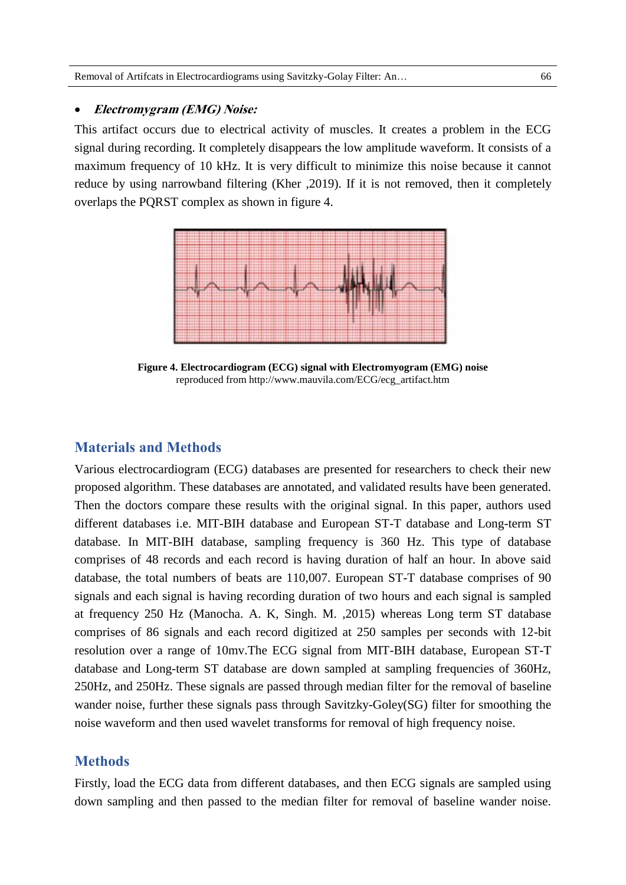- ***Electromygram (EMG) Noise:***

This artifact occurs due to electrical activity of muscles. It creates a problem in the ECG signal during recording. It completely disappears the low amplitude waveform. It consists of a maximum frequency of 10 kHz. It is very difficult to minimize this noise because it cannot reduce by using narrowband filtering (Kher ,2019). If it is not removed, then it completely overlaps the PQRST complex as shown in figure 4.

**Figure 4. Electrocardiogram (ECG) signal with Electromyogram (EMG) noise**
reproduced from http://www.mauvila.com/ECG/ecg_artifact.htm

## Materials and Methods

Various electrocardiogram (ECG) databases are presented for researchers to check their new proposed algorithm. These databases are annotated, and validated results have been generated. Then the doctors compare these results with the original signal. In this paper, authors used different databases i.e. MIT-BIH database and European ST-T database and Long-term ST database. In MIT-BIH database, sampling frequency is 360 Hz. This type of database comprises of 48 records and each record is having duration of half an hour. In above said database, the total numbers of beats are 110,007. European ST-T database comprises of 90 signals and each signal is having recording duration of two hours and each signal is sampled at frequency 250 Hz (Manocha. A. K, Singh. M. ,2015) whereas Long term ST database comprises of 86 signals and each record digitized at 250 samples per seconds with 12-bit resolution over a range of 10mv.The ECG signal from MIT-BIH database, European ST-T database and Long-term ST database are down sampled at sampling frequencies of 360Hz, 250Hz, and 250Hz. These signals are passed through median filter for the removal of baseline wander noise, further these signals pass through Savitzky-Goley(SG) filter for smoothing the noise waveform and then used wavelet transforms for removal of high frequency noise.

## Methods

Firstly, load the ECG data from different databases, and then ECG signals are sampled using down sampling and then passed to the median filter for removal of baseline wander noise.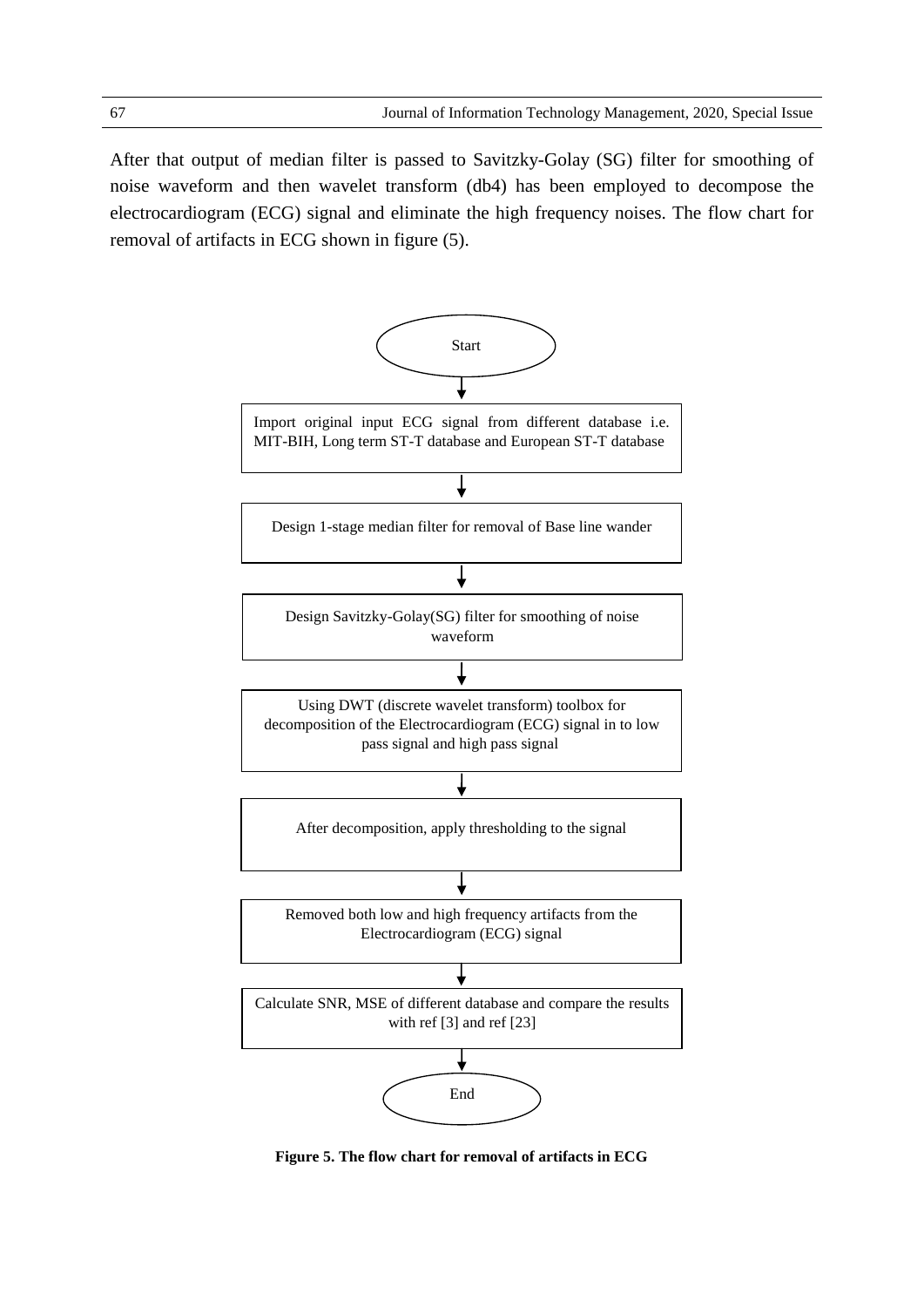After that output of median filter is passed to Savitzky-Golay (SG) filter for smoothing of noise waveform and then wavelet transform (db4) has been employed to decompose the electrocardiogram (ECG) signal and eliminate the high frequency noises. The flow chart for removal of artifacts in ECG shown in figure (5).

Start

↓

Import original input ECG signal from different database i.e. MIT-BIH, Long term ST-T database and European ST-T database

↓

Design 1-stage median filter for removal of Base line wander

↓

Design Savitzky-Golay(SG) filter for smoothing of noise waveform

↓

Using DWT (discrete wavelet transform) toolbox for decomposition of the Electrocardiogram (ECG) signal in to low pass signal and high pass signal

↓

After decomposition, apply thresholding to the signal

↓

Removed both low and high frequency artifacts from the Electrocardiogram (ECG) signal

↓

Calculate SNR, MSE of different database and compare the results with ref [3] and ref [23]

↓

End

**Figure 5. The flow chart for removal of artifacts in ECG**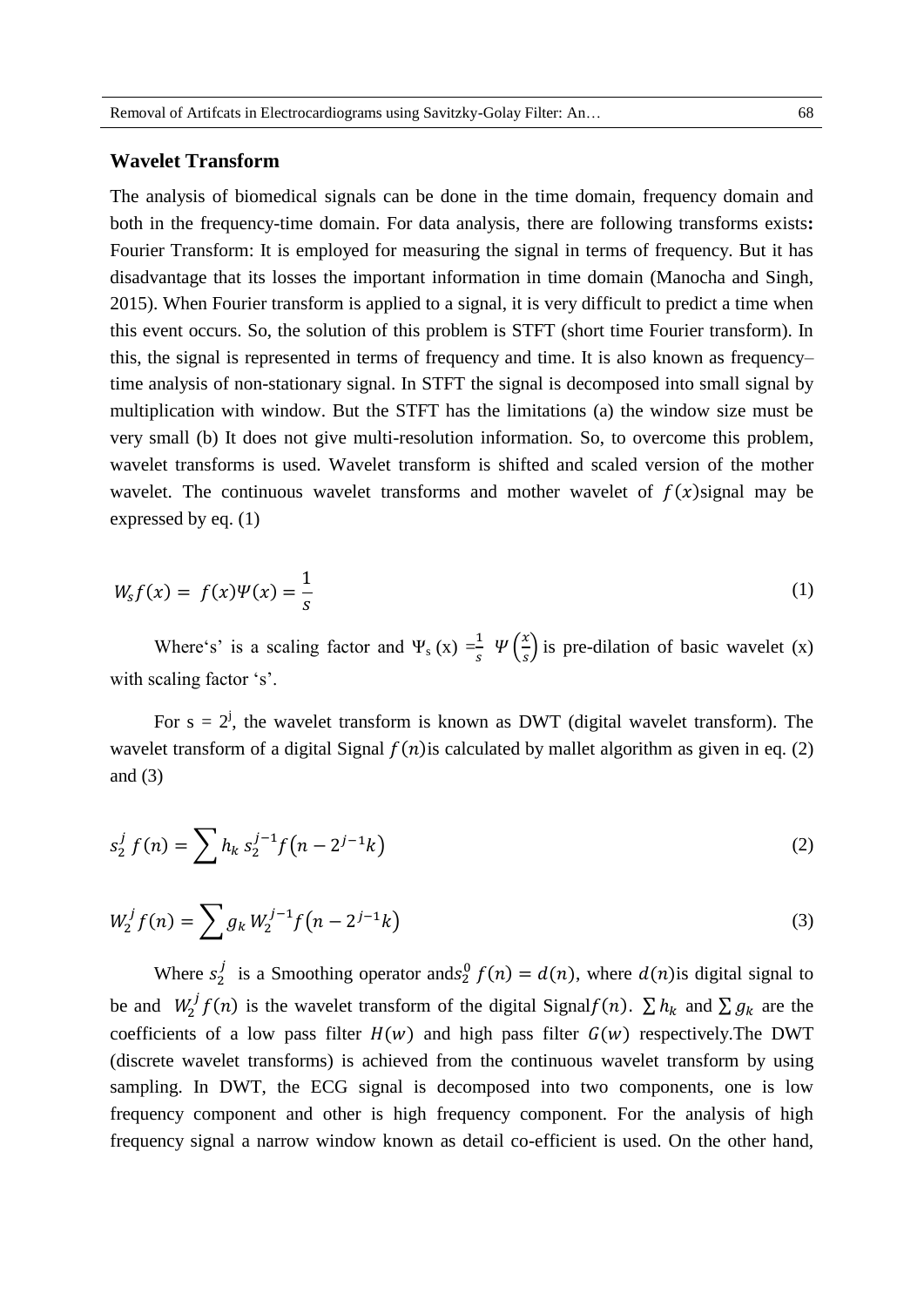## Wavelet Transform

The analysis of biomedical signals can be done in the time domain, frequency domain and both in the frequency-time domain. For data analysis, there are following transforms exists**:** Fourier Transform: It is employed for measuring the signal in terms of frequency. But it has disadvantage that its losses the important information in time domain (Manocha and Singh, 2015). When Fourier transform is applied to a signal, it is very difficult to predict a time when this event occurs. So, the solution of this problem is STFT (short time Fourier transform). In this, the signal is represented in terms of frequency and time. It is also known as frequency–time analysis of non-stationary signal. In STFT the signal is decomposed into small signal by multiplication with window. But the STFT has the limitations (a) the window size must be very small (b) It does not give multi-resolution information. So, to overcome this problem, wavelet transforms is used. Wavelet transform is shifted and scaled version of the mother wavelet. The continuous wavelet transforms and mother wavelet of $f(x)$signal may be expressed by eq. (1)

$$W_s f(x) = f(x)\Psi(x) = \frac{1}{s} \tag{1}$$

Where's' is a scaling factor and $\Psi_s(x) = \frac{1}{s} \Psi\left(\frac{x}{s}\right)$ is pre-dilation of basic wavelet (x) with scaling factor 's'.

For $s = 2^j$, the wavelet transform is known as DWT (digital wavelet transform). The wavelet transform of a digital Signal $f(n)$is calculated by mallet algorithm as given in eq. (2) and (3)

$$s_2^j f(n) = \sum h_k \, s_2^{j-1} f\left(n - 2^{j-1}k\right) \tag{2}$$

$$W_2^j f(n) = \sum g_k \, W_2^{j-1} f\left(n - 2^{j-1}k\right) \tag{3}$$

Where $s_2^j$ is a Smoothing operator and$s_2^0 f(n) = d(n)$, where $d(n)$is digital signal to be and $W_2^j f(n)$ is the wavelet transform of the digital Signal$f(n)$. $\sum h_k$ and $\sum g_k$ are the coefficients of a low pass filter $H(w)$ and high pass filter $G(w)$ respectively.The DWT (discrete wavelet transforms) is achieved from the continuous wavelet transform by using sampling. In DWT, the ECG signal is decomposed into two components, one is low frequency component and other is high frequency component. For the analysis of high frequency signal a narrow window known as detail co-efficient is used. On the other hand,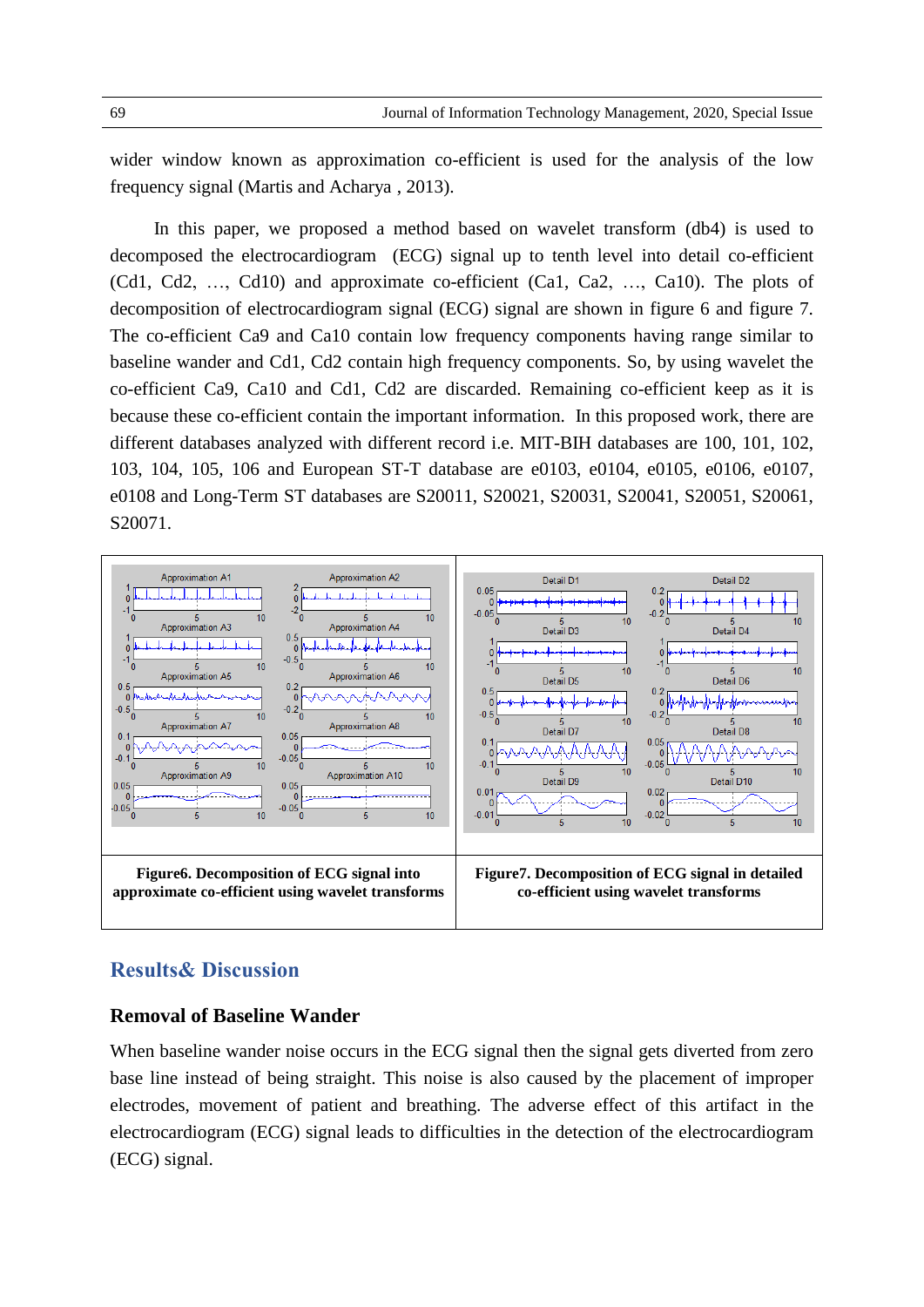wider window known as approximation co-efficient is used for the analysis of the low frequency signal (Martis and Acharya , 2013).

In this paper, we proposed a method based on wavelet transform (db4) is used to decomposed the electrocardiogram (ECG) signal up to tenth level into detail co-efficient (Cd1, Cd2, …, Cd10) and approximate co-efficient (Ca1, Ca2, …, Ca10). The plots of decomposition of electrocardiogram signal (ECG) signal are shown in figure 6 and figure 7. The co-efficient Ca9 and Ca10 contain low frequency components having range similar to baseline wander and Cd1, Cd2 contain high frequency components. So, by using wavelet the co-efficient Ca9, Ca10 and Cd1, Cd2 are discarded. Remaining co-efficient keep as it is because these co-efficient contain the important information. In this proposed work, there are different databases analyzed with different record i.e. MIT-BIH databases are 100, 101, 102, 103, 104, 105, 106 and European ST-T database are e0103, e0104, e0105, e0106, e0107, e0108 and Long-Term ST databases are S20011, S20021, S20031, S20041, S20051, S20061, S20071.

**Figure6. Decomposition of ECG signal into approximate co-efficient using wavelet transforms**

**Figure7. Decomposition of ECG signal in detailed co-efficient using wavelet transforms**

## Results& Discussion

### Removal of Baseline Wander

When baseline wander noise occurs in the ECG signal then the signal gets diverted from zero base line instead of being straight. This noise is also caused by the placement of improper electrodes, movement of patient and breathing. The adverse effect of this artifact in the electrocardiogram (ECG) signal leads to difficulties in the detection of the electrocardiogram (ECG) signal.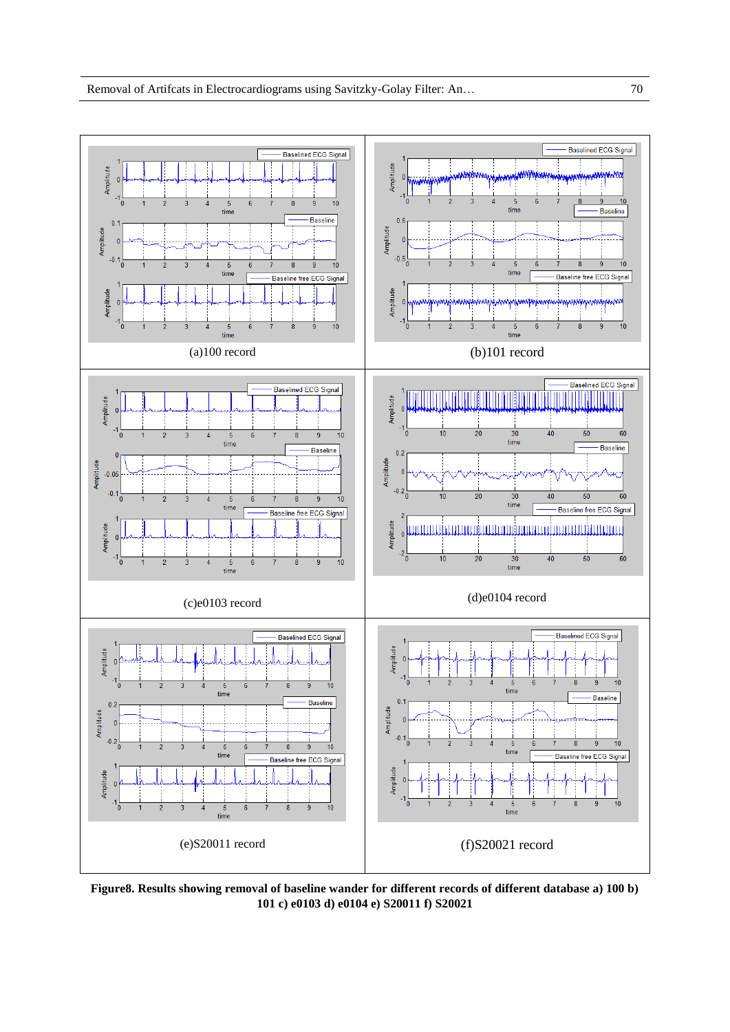(a)100 record

(b)101 record

(c)e0103 record

(d)e0104 record

(e)S20011 record

(f)S20021 record

**Figure8. Results showing removal of baseline wander for different records of different database a) 100 b) 101 c) e0103 d) e0104 e) S20011 f) S20021**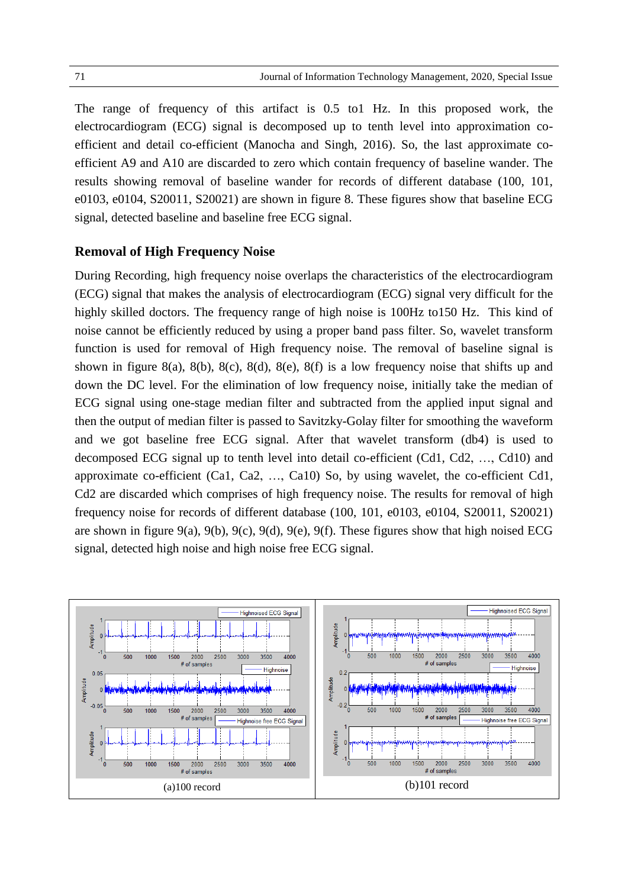The range of frequency of this artifact is 0.5 to1 Hz. In this proposed work, the electrocardiogram (ECG) signal is decomposed up to tenth level into approximation co-efficient and detail co-efficient (Manocha and Singh, 2016). So, the last approximate co-efficient A9 and A10 are discarded to zero which contain frequency of baseline wander. The results showing removal of baseline wander for records of different database (100, 101, e0103, e0104, S20011, S20021) are shown in figure 8. These figures show that baseline ECG signal, detected baseline and baseline free ECG signal.

### Removal of High Frequency Noise

During Recording, high frequency noise overlaps the characteristics of the electrocardiogram (ECG) signal that makes the analysis of electrocardiogram (ECG) signal very difficult for the highly skilled doctors. The frequency range of high noise is 100Hz to150 Hz. This kind of noise cannot be efficiently reduced by using a proper band pass filter. So, wavelet transform function is used for removal of High frequency noise. The removal of baseline signal is shown in figure 8(a), 8(b), 8(c), 8(d), 8(e), 8(f) is a low frequency noise that shifts up and down the DC level. For the elimination of low frequency noise, initially take the median of ECG signal using one-stage median filter and subtracted from the applied input signal and then the output of median filter is passed to Savitzky-Golay filter for smoothing the waveform and we got baseline free ECG signal. After that wavelet transform (db4) is used to decomposed ECG signal up to tenth level into detail co-efficient (Cd1, Cd2, …, Cd10) and approximate co-efficient (Ca1, Ca2, …, Ca10) So, by using wavelet, the co-efficient Cd1, Cd2 are discarded which comprises of high frequency noise. The results for removal of high frequency noise for records of different database (100, 101, e0103, e0104, S20011, S20021) are shown in figure 9(a), 9(b), 9(c), 9(d), 9(e), 9(f). These figures show that high noised ECG signal, detected high noise and high noise free ECG signal.

(a)100 record

(b)101 record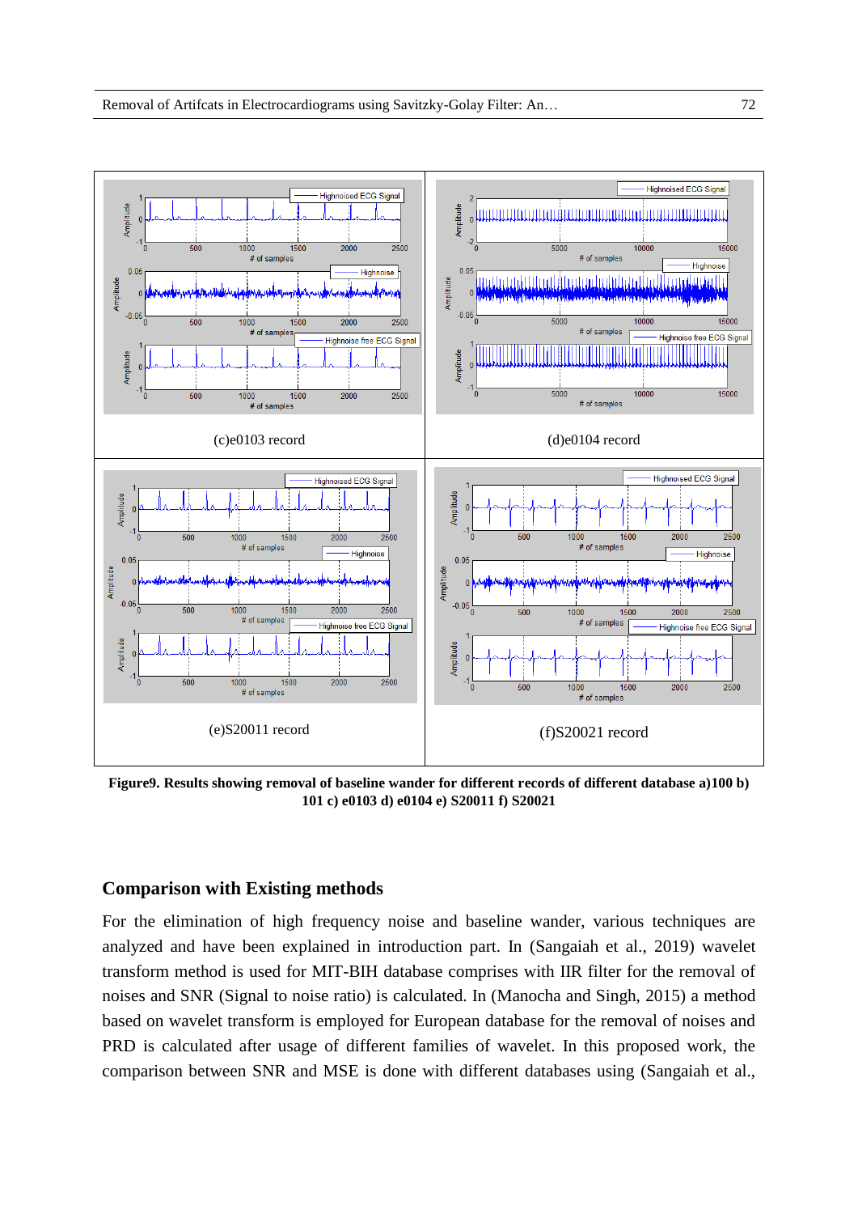(c)e0103 record

(d)e0104 record

(e)S20011 record

(f)S20021 record

**Figure9. Results showing removal of baseline wander for different records of different database a)100 b) 101 c) e0103 d) e0104 e) S20011 f) S20021**

## Comparison with Existing methods

For the elimination of high frequency noise and baseline wander, various techniques are analyzed and have been explained in introduction part. In (Sangaiah et al., 2019) wavelet transform method is used for MIT-BIH database comprises with IIR filter for the removal of noises and SNR (Signal to noise ratio) is calculated. In (Manocha and Singh, 2015) a method based on wavelet transform is employed for European database for the removal of noises and PRD is calculated after usage of different families of wavelet. In this proposed work, the comparison between SNR and MSE is done with different databases using (Sangaiah et al.,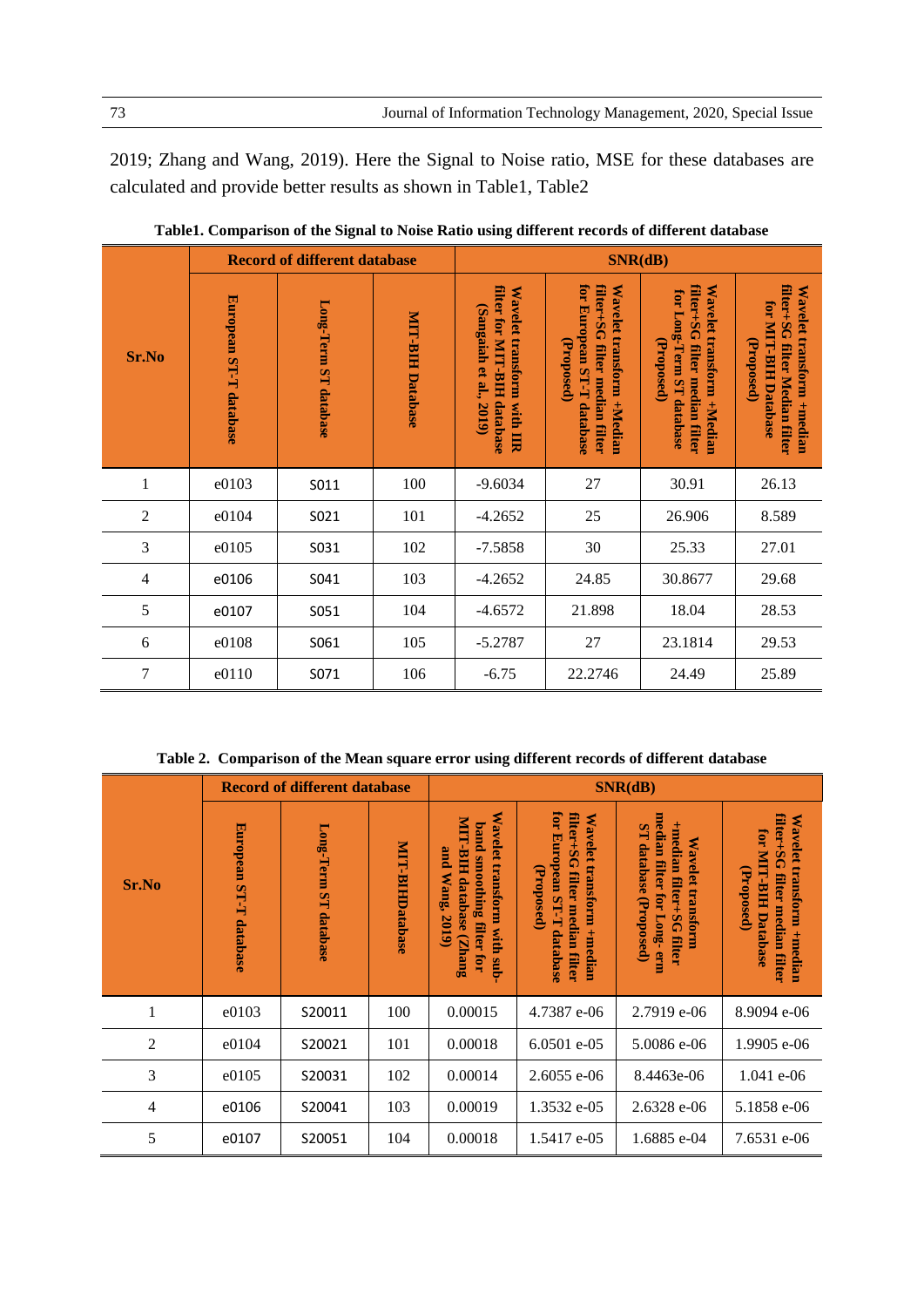2019; Zhang and Wang, 2019). Here the Signal to Noise ratio, MSE for these databases are calculated and provide better results as shown in Table1, Table2

**Table1. Comparison of the Signal to Noise Ratio using different records of different database**

| Sr.No | Record of different database | | | SNR(dB) | | | |
|---|---|---|---|---|---|---|---|
| | European ST-T database | Long-Term ST database | MIT-BIH Database | Wavelet transform with IIR filter for MIT-BIH database (Sangaiah et al., 2019) | Wavelet transform +Median filter+SG filter median filter for European ST-T database (Proposed) | Wavelet transform +Median filter+SG filter median filter for Long-Term ST database (Proposed) | Wavelet transform +median filter+SG filter Median filter for MIT-BIH Database (Proposed) |
| 1 | e0103 | S011 | 100 | -9.6034 | 27 | 30.91 | 26.13 |
| 2 | e0104 | S021 | 101 | -4.2652 | 25 | 26.906 | 8.589 |
| 3 | e0105 | S031 | 102 | -7.5858 | 30 | 25.33 | 27.01 |
| 4 | e0106 | S041 | 103 | -4.2652 | 24.85 | 30.8677 | 29.68 |
| 5 | e0107 | S051 | 104 | -4.6572 | 21.898 | 18.04 | 28.53 |
| 6 | e0108 | S061 | 105 | -5.2787 | 27 | 23.1814 | 29.53 |
| 7 | e0110 | S071 | 106 | -6.75 | 22.2746 | 24.49 | 25.89 |

**Table 2. Comparison of the Mean square error using different records of different database**

| Sr.No | Record of different database | | | SNR(dB) | | | |
|---|---|---|---|---|---|---|---|
| | European ST-T database | Long-Term ST database | MIT-BIHDatabase | Wavelet transform with sub-band smoothing filter for MIT-BIH database (Zhang and Wang, 2019) | Wavelet transform +median filter+SG filter median filter for European ST-T database (Proposed) | Wavelet transform +median filter+SG filter median filter for Long- erm ST database (Proposed) | Wavelet transform +median filter+SG filter median filter for MIT-BIH Database (Proposed) |
| 1 | e0103 | S20011 | 100 | 0.00015 | 4.7387 e-06 | 2.7919 e-06 | 8.9094 e-06 |
| 2 | e0104 | S20021 | 101 | 0.00018 | 6.0501 e-05 | 5.0086 e-06 | 1.9905 e-06 |
| 3 | e0105 | S20031 | 102 | 0.00014 | 2.6055 e-06 | 8.4463e-06 | 1.041 e-06 |
| 4 | e0106 | S20041 | 103 | 0.00019 | 1.3532 e-05 | 2.6328 e-06 | 5.1858 e-06 |
| 5 | e0107 | S20051 | 104 | 0.00018 | 1.5417 e-05 | 1.6885 e-04 | 7.6531 e-06 |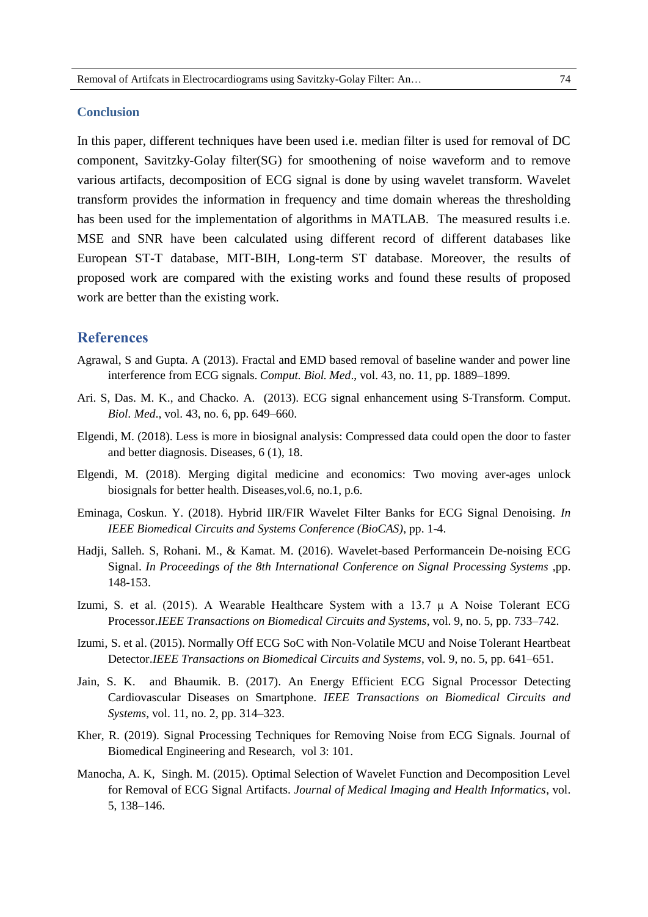## Conclusion

In this paper, different techniques have been used i.e. median filter is used for removal of DC component, Savitzky-Golay filter(SG) for smoothening of noise waveform and to remove various artifacts, decomposition of ECG signal is done by using wavelet transform. Wavelet transform provides the information in frequency and time domain whereas the thresholding has been used for the implementation of algorithms in MATLAB. The measured results i.e. MSE and SNR have been calculated using different record of different databases like European ST-T database, MIT-BIH, Long-term ST database. Moreover, the results of proposed work are compared with the existing works and found these results of proposed work are better than the existing work.

## References

Agrawal, S and Gupta. A (2013). Fractal and EMD based removal of baseline wander and power line interference from ECG signals. *Comput. Biol. Med*., vol. 43, no. 11, pp. 1889–1899.

Ari. S, Das. M. K., and Chacko. A. (2013). ECG signal enhancement using S-Transform. Comput. *Biol. Med*., vol. 43, no. 6, pp. 649–660.

Elgendi, M. (2018). Less is more in biosignal analysis: Compressed data could open the door to faster and better diagnosis. Diseases, 6 (1), 18.

Elgendi, M. (2018). Merging digital medicine and economics: Two moving aver-ages unlock biosignals for better health. Diseases,vol.6, no.1, p.6.

Eminaga, Coskun. Y. (2018). Hybrid IIR/FIR Wavelet Filter Banks for ECG Signal Denoising. *In IEEE Biomedical Circuits and Systems Conference (BioCAS)*, pp. 1-4.

Hadji, Salleh. S, Rohani. M., & Kamat. M. (2016). Wavelet-based Performancein De-noising ECG Signal. *In Proceedings of the 8th International Conference on Signal Processing Systems* ,pp. 148-153.

Izumi, S. et al. (2015). A Wearable Healthcare System with a 13.7 μ A Noise Tolerant ECG Processor.*IEEE Transactions on Biomedical Circuits and Systems*, vol. 9, no. 5, pp. 733–742.

Izumi, S. et al. (2015). Normally Off ECG SoC with Non-Volatile MCU and Noise Tolerant Heartbeat Detector.*IEEE Transactions on Biomedical Circuits and Systems*, vol. 9, no. 5, pp. 641–651.

Jain, S. K. and Bhaumik. B. (2017). An Energy Efficient ECG Signal Processor Detecting Cardiovascular Diseases on Smartphone. *IEEE Transactions on Biomedical Circuits and Systems*, vol. 11, no. 2, pp. 314–323.

Kher, R. (2019). Signal Processing Techniques for Removing Noise from ECG Signals. Journal of Biomedical Engineering and Research, vol 3: 101.

Manocha, A. K, Singh. M. (2015). Optimal Selection of Wavelet Function and Decomposition Level for Removal of ECG Signal Artifacts. *Journal of Medical Imaging and Health Informatics*, vol. 5, 138–146.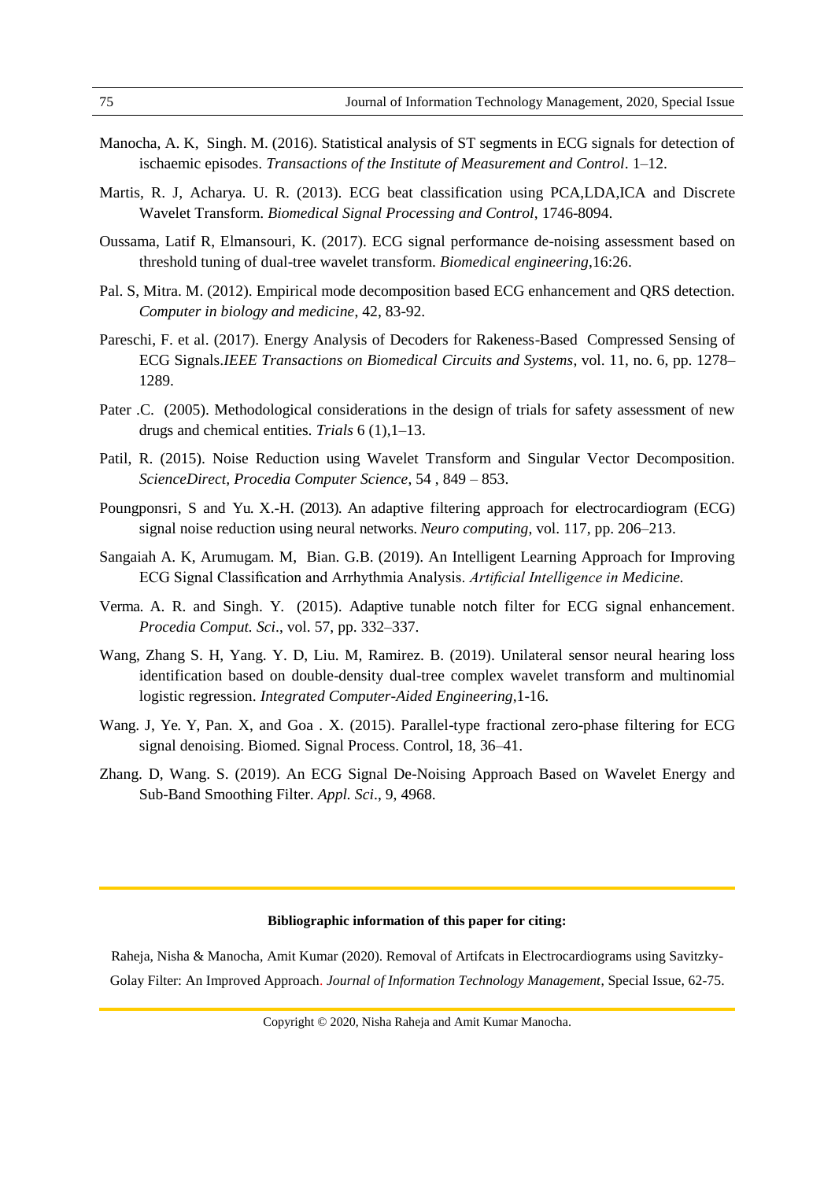Manocha, A. K, Singh. M. (2016). Statistical analysis of ST segments in ECG signals for detection of ischaemic episodes. *Transactions of the Institute of Measurement and Control*. 1–12.

Martis, R. J, Acharya. U. R. (2013). ECG beat classification using PCA,LDA,ICA and Discrete Wavelet Transform. *Biomedical Signal Processing and Control*, 1746-8094.

Oussama, Latif R, Elmansouri, K. (2017). ECG signal performance de-noising assessment based on threshold tuning of dual-tree wavelet transform. *Biomedical engineering*,16:26.

Pal. S, Mitra. M. (2012). Empirical mode decomposition based ECG enhancement and QRS detection. *Computer in biology and medicine*, 42, 83-92.

Pareschi, F. et al. (2017). Energy Analysis of Decoders for Rakeness-Based Compressed Sensing of ECG Signals.*IEEE Transactions on Biomedical Circuits and Systems*, vol. 11, no. 6, pp. 1278–1289.

Pater .C. (2005). Methodological considerations in the design of trials for safety assessment of new drugs and chemical entities. *Trials* 6 (1),1–13.

Patil, R. (2015). Noise Reduction using Wavelet Transform and Singular Vector Decomposition. *ScienceDirect, Procedia Computer Science*, 54 , 849 – 853.

Poungponsri, S and Yu. X.-H. (2013). An adaptive filtering approach for electrocardiogram (ECG) signal noise reduction using neural networks. *Neuro computing*, vol. 117, pp. 206–213.

Sangaiah A. K, Arumugam. M, Bian. G.B. (2019). An Intelligent Learning Approach for Improving ECG Signal Classification and Arrhythmia Analysis. *Artificial Intelligence in Medicine.*

Verma. A. R. and Singh. Y. (2015). Adaptive tunable notch filter for ECG signal enhancement. *Procedia Comput. Sci*., vol. 57, pp. 332–337.

Wang, Zhang S. H, Yang. Y. D, Liu. M, Ramirez. B. (2019). Unilateral sensor neural hearing loss identification based on double-density dual-tree complex wavelet transform and multinomial logistic regression. *Integrated Computer-Aided Engineering*,1-16.

Wang. J, Ye. Y, Pan. X, and Goa . X. (2015). Parallel-type fractional zero-phase filtering for ECG signal denoising. Biomed. Signal Process. Control, 18, 36–41.

Zhang. D, Wang. S. (2019). An ECG Signal De-Noising Approach Based on Wavelet Energy and Sub-Band Smoothing Filter. *Appl. Sci*., 9, 4968.

---

**Bibliographic information of this paper for citing:**

Raheja, Nisha & Manocha, Amit Kumar (2020). Removal of Artifcats in Electrocardiograms using Savitzky-Golay Filter: An Improved Approach. *Journal of Information Technology Management*, Special Issue, 62-75.

---

Copyright © 2020, Nisha Raheja and Amit Kumar Manocha.